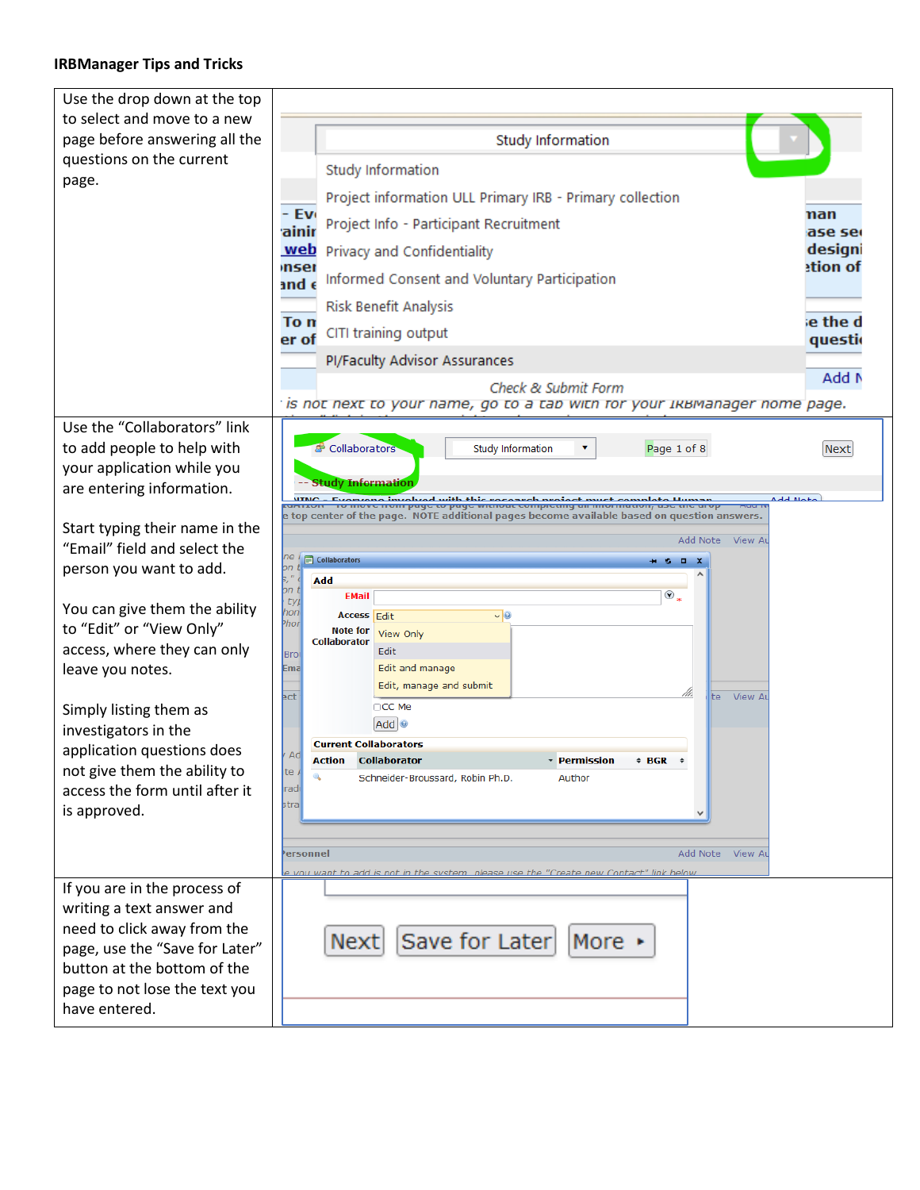**IRBManager Tips and Tricks**

| | |
|---|---|
| Use the drop down at the top to select and move to a new page before answering all the questions on the current page. | |
| Use the "Collaborators" link to add people to help with your application while you are entering information.<br><br>Start typing their name in the "Email" field and select the person you want to add.<br><br>You can give them the ability to "Edit" or "View Only" access, where they can only leave you notes.<br><br>Simply listing them as investigators in the application questions does not give them the ability to access the form until after it is approved. | |
| If you are in the process of writing a text answer and need to click away from the page, use the "Save for Later" button at the bottom of the page to not lose the text you have entered. | |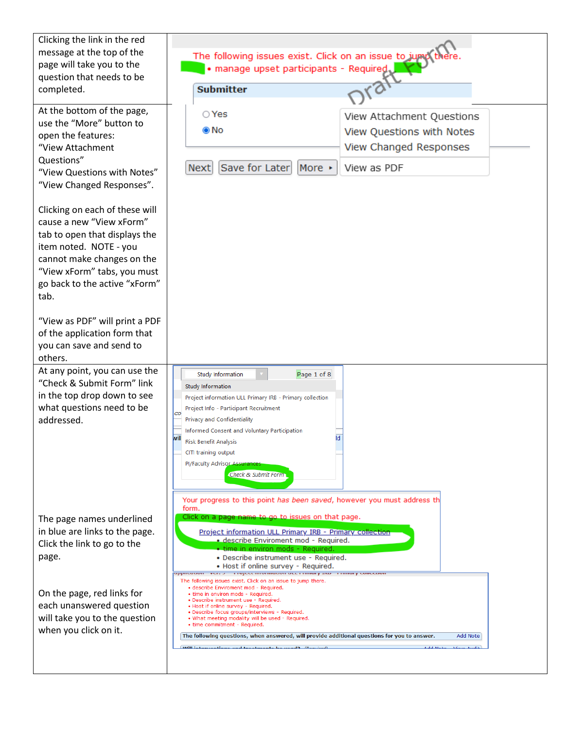| | |
|---|---|
| Clicking the link in the red message at the top of the page will take you to the question that needs to be completed. | The following issues exist. Click on an issue to jump there.<br>• manage upset participants - Required<br>Submitter |
| At the bottom of the page, use the "More" button to open the features:<br>"View Attachment Questions"<br>"View Questions with Notes"<br>"View Changed Responses".<br><br>Clicking on each of these will cause a new "View xForm" tab to open that displays the item noted. NOTE - you cannot make changes on the "View xForm" tabs, you must go back to the active "xForm" tab.<br><br>"View as PDF" will print a PDF of the application form that you can save and send to others. | Yes<br>No<br>Next Save for Later More<br>View Attachment Questions<br>View Questions with Notes<br>View Changed Responses<br>View as PDF |
| At any point, you can use the "Check & Submit Form" link in the top drop down to see what questions need to be addressed.<br><br>The page names underlined in blue are links to the page. Click the link to go to the page.<br><br>On the page, red links for each unanswered question will take you to the question when you click on it. | Study Information Page 1 of 8<br>Study Information<br>Project information ULL Primary IRB - Primary collection<br>Project Info - Participant Recruitment<br>Privacy and Confidentiality<br>Informed Consent and Voluntary Participation<br>Risk Benefit Analysis<br>CITI training output<br>PI/Faculty Advisor Assurances<br>Check & Submit Form<br><br>Your progress to this point *has been saved*, however you must address th form.<br>Click on a page name to go to issues on that page.<br>Project information ULL Primary IRB - Primary collection<br>• describe Enviroment mod - Required.<br>• time in environ mods - Required.<br>• Describe instrument use - Required.<br>• Host if online survey - Required.<br><br>The following issues exist. Click on an issue to jump there.<br>• describe Enviroment mod - Required.<br>• time in environ mods - Required.<br>• Describe instrument use - Required.<br>• Host if online survey - Required.<br>• Describe focus groups/interviews - Required.<br>• What meeting modality will be used - Required.<br>• time commitment - Required.<br>The following questions, when answered, will provide additional questions for you to answer. Add Note |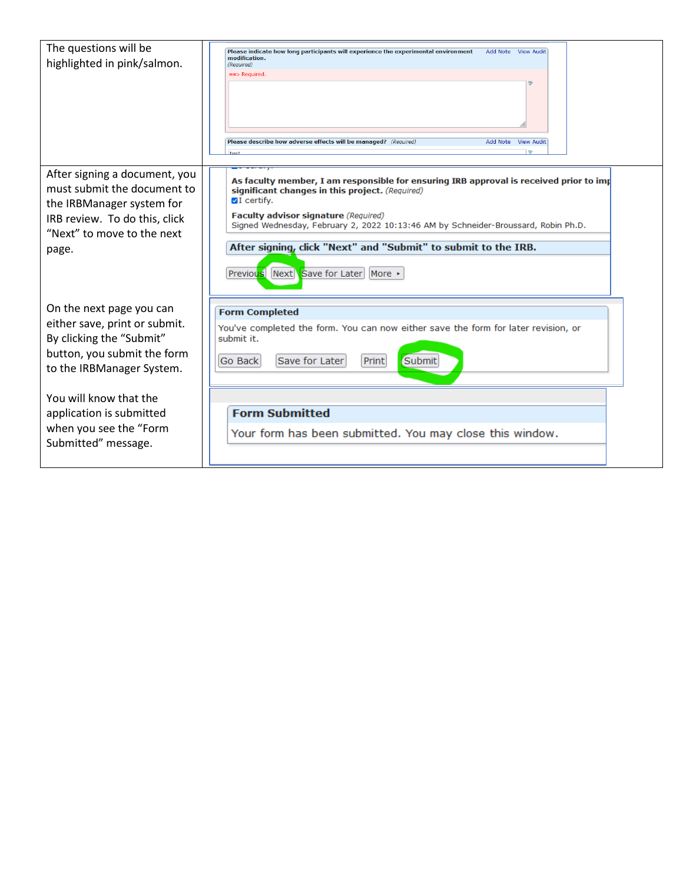| | |
|---|---|
| The questions will be highlighted in pink/salmon. | Please indicate how long participants will experience the experimental environment modification. (Required) ==> Required. Please describe how adverse effects will be managed? (Required) |
| After signing a document, you must submit the document to the IRBManager system for IRB review. To do this, click "Next" to move to the next page.<br><br>On the next page you can either save, print or submit. By clicking the "Submit" button, you submit the form to the IRBManager System.<br><br>You will know that the application is submitted when you see the "Form Submitted" message. | As faculty member, I am responsible for ensuring IRB approval is received prior to imp significant changes in this project. (Required) I certify. Faculty advisor signature (Required) Signed Wednesday, February 2, 2022 10:13:46 AM by Schneider-Broussard, Robin Ph.D. After signing, click "Next" and "Submit" to submit to the IRB. Previous Next Save for Later More<br><br>Form Completed You've completed the form. You can now either save the form for later revision, or submit it. Go Back Save for Later Print Submit<br><br>Form Submitted Your form has been submitted. You may close this window. |